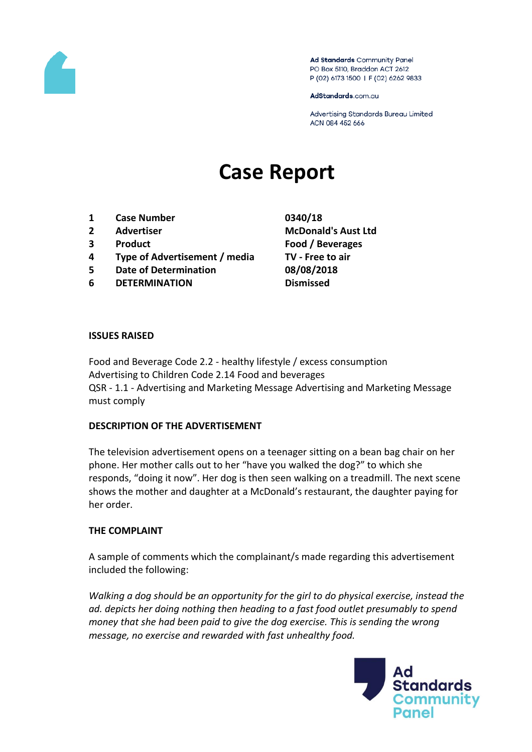Ad Standards Community Panel
PO Box 5110, Braddon ACT 2612
P (02) 6173 1500 | F (02) 6262 9833

AdStandards.com.au

Advertising Standards Bureau Limited
ACN 084 452 666

# Case Report

| | | |
|---|---|---|
| 1 | **Case Number** | **0340/18** |
| 2 | **Advertiser** | **McDonald's Aust Ltd** |
| 3 | **Product** | **Food / Beverages** |
| 4 | **Type of Advertisement / media** | **TV - Free to air** |
| 5 | **Date of Determination** | **08/08/2018** |
| 6 | **DETERMINATION** | **Dismissed** |

## ISSUES RAISED

Food and Beverage Code 2.2 - healthy lifestyle / excess consumption
Advertising to Children Code 2.14 Food and beverages
QSR - 1.1 - Advertising and Marketing Message Advertising and Marketing Message must comply

## DESCRIPTION OF THE ADVERTISEMENT

The television advertisement opens on a teenager sitting on a bean bag chair on her phone. Her mother calls out to her "have you walked the dog?" to which she responds, "doing it now". Her dog is then seen walking on a treadmill. The next scene shows the mother and daughter at a McDonald's restaurant, the daughter paying for her order.

## THE COMPLAINT

A sample of comments which the complainant/s made regarding this advertisement included the following:

*Walking a dog should be an opportunity for the girl to do physical exercise, instead the ad. depicts her doing nothing then heading to a fast food outlet presumably to spend money that she had been paid to give the dog exercise. This is sending the wrong message, no exercise and rewarded with fast unhealthy food.*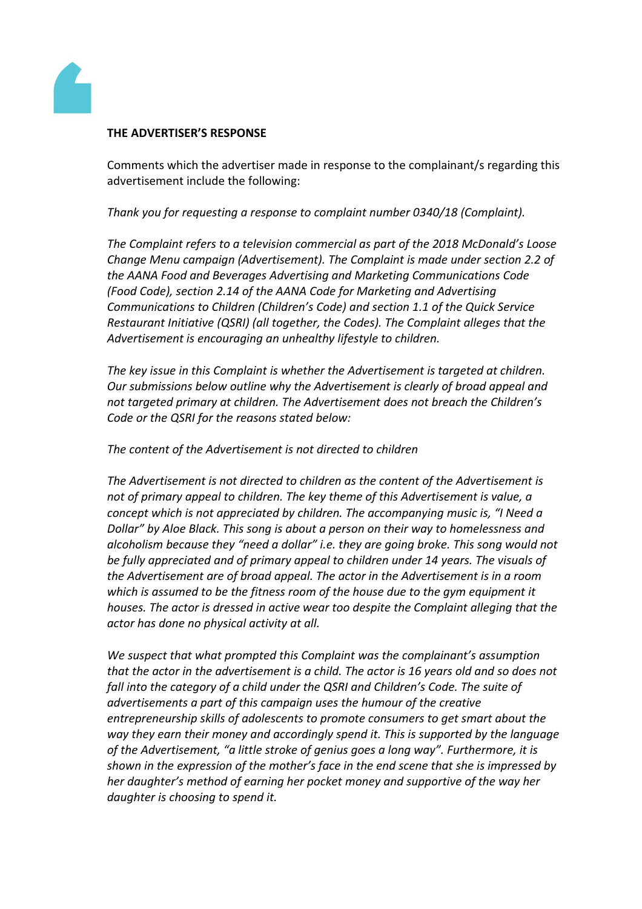**THE ADVERTISER'S RESPONSE**

Comments which the advertiser made in response to the complainant/s regarding this advertisement include the following:

*Thank you for requesting a response to complaint number 0340/18 (Complaint).*

*The Complaint refers to a television commercial as part of the 2018 McDonald's Loose Change Menu campaign (Advertisement). The Complaint is made under section 2.2 of the AANA Food and Beverages Advertising and Marketing Communications Code (Food Code), section 2.14 of the AANA Code for Marketing and Advertising Communications to Children (Children's Code) and section 1.1 of the Quick Service Restaurant Initiative (QSRI) (all together, the Codes). The Complaint alleges that the Advertisement is encouraging an unhealthy lifestyle to children.*

*The key issue in this Complaint is whether the Advertisement is targeted at children. Our submissions below outline why the Advertisement is clearly of broad appeal and not targeted primary at children. The Advertisement does not breach the Children's Code or the QSRI for the reasons stated below:*

*The content of the Advertisement is not directed to children*

*The Advertisement is not directed to children as the content of the Advertisement is not of primary appeal to children. The key theme of this Advertisement is value, a concept which is not appreciated by children. The accompanying music is, "I Need a Dollar" by Aloe Black. This song is about a person on their way to homelessness and alcoholism because they "need a dollar" i.e. they are going broke. This song would not be fully appreciated and of primary appeal to children under 14 years. The visuals of the Advertisement are of broad appeal. The actor in the Advertisement is in a room which is assumed to be the fitness room of the house due to the gym equipment it houses. The actor is dressed in active wear too despite the Complaint alleging that the actor has done no physical activity at all.*

*We suspect that what prompted this Complaint was the complainant's assumption that the actor in the advertisement is a child. The actor is 16 years old and so does not fall into the category of a child under the QSRI and Children's Code. The suite of advertisements a part of this campaign uses the humour of the creative entrepreneurship skills of adolescents to promote consumers to get smart about the way they earn their money and accordingly spend it. This is supported by the language of the Advertisement, "a little stroke of genius goes a long way". Furthermore, it is shown in the expression of the mother's face in the end scene that she is impressed by her daughter's method of earning her pocket money and supportive of the way her daughter is choosing to spend it.*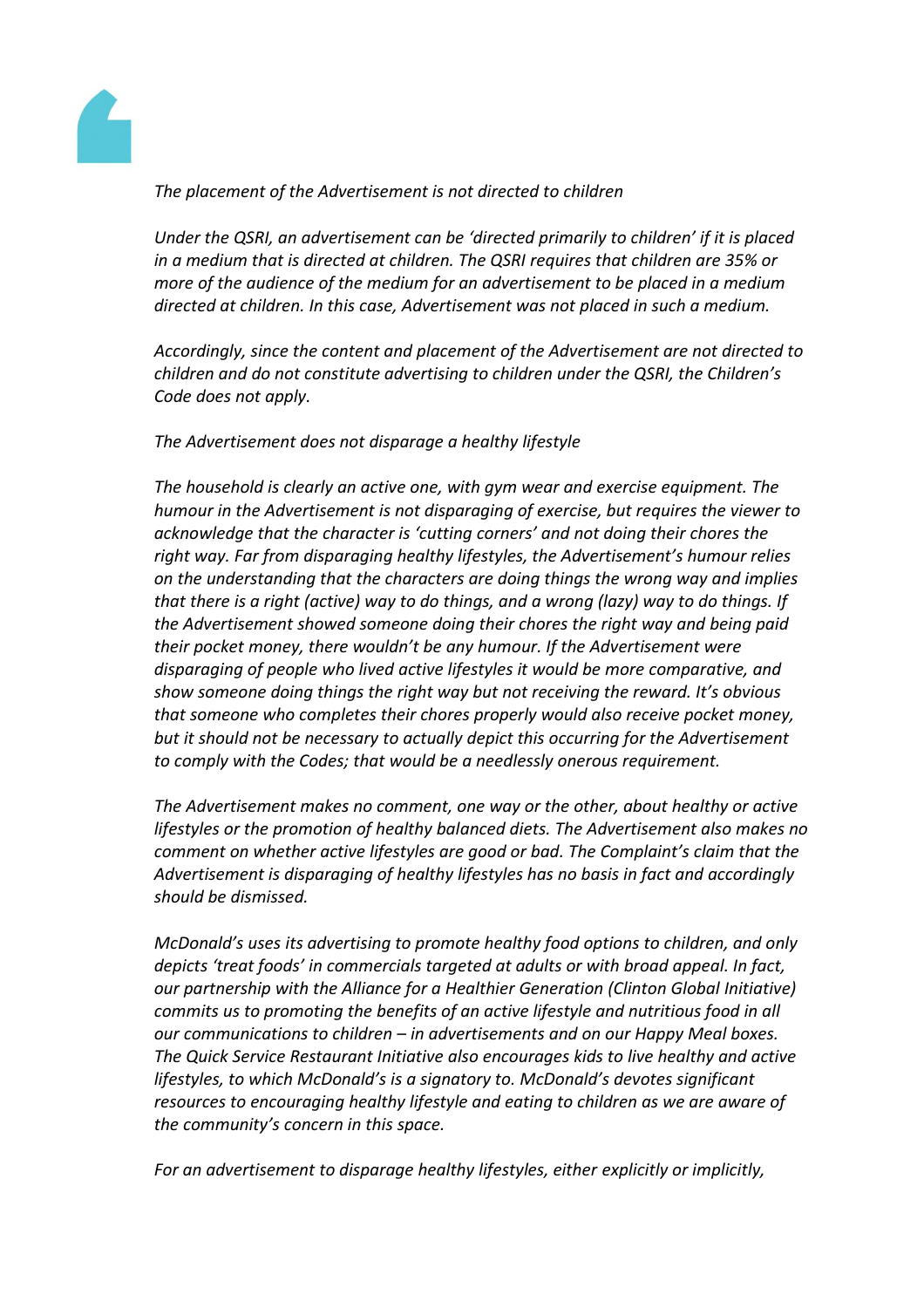*The placement of the Advertisement is not directed to children*

*Under the QSRI, an advertisement can be 'directed primarily to children' if it is placed in a medium that is directed at children. The QSRI requires that children are 35% or more of the audience of the medium for an advertisement to be placed in a medium directed at children. In this case, Advertisement was not placed in such a medium.*

*Accordingly, since the content and placement of the Advertisement are not directed to children and do not constitute advertising to children under the QSRI, the Children's Code does not apply.*

*The Advertisement does not disparage a healthy lifestyle*

*The household is clearly an active one, with gym wear and exercise equipment. The humour in the Advertisement is not disparaging of exercise, but requires the viewer to acknowledge that the character is 'cutting corners' and not doing their chores the right way. Far from disparaging healthy lifestyles, the Advertisement's humour relies on the understanding that the characters are doing things the wrong way and implies that there is a right (active) way to do things, and a wrong (lazy) way to do things. If the Advertisement showed someone doing their chores the right way and being paid their pocket money, there wouldn't be any humour. If the Advertisement were disparaging of people who lived active lifestyles it would be more comparative, and show someone doing things the right way but not receiving the reward. It's obvious that someone who completes their chores properly would also receive pocket money, but it should not be necessary to actually depict this occurring for the Advertisement to comply with the Codes; that would be a needlessly onerous requirement.*

*The Advertisement makes no comment, one way or the other, about healthy or active lifestyles or the promotion of healthy balanced diets. The Advertisement also makes no comment on whether active lifestyles are good or bad. The Complaint's claim that the Advertisement is disparaging of healthy lifestyles has no basis in fact and accordingly should be dismissed.*

*McDonald's uses its advertising to promote healthy food options to children, and only depicts 'treat foods' in commercials targeted at adults or with broad appeal. In fact, our partnership with the Alliance for a Healthier Generation (Clinton Global Initiative) commits us to promoting the benefits of an active lifestyle and nutritious food in all our communications to children – in advertisements and on our Happy Meal boxes. The Quick Service Restaurant Initiative also encourages kids to live healthy and active lifestyles, to which McDonald's is a signatory to. McDonald's devotes significant resources to encouraging healthy lifestyle and eating to children as we are aware of the community's concern in this space.*

*For an advertisement to disparage healthy lifestyles, either explicitly or implicitly,*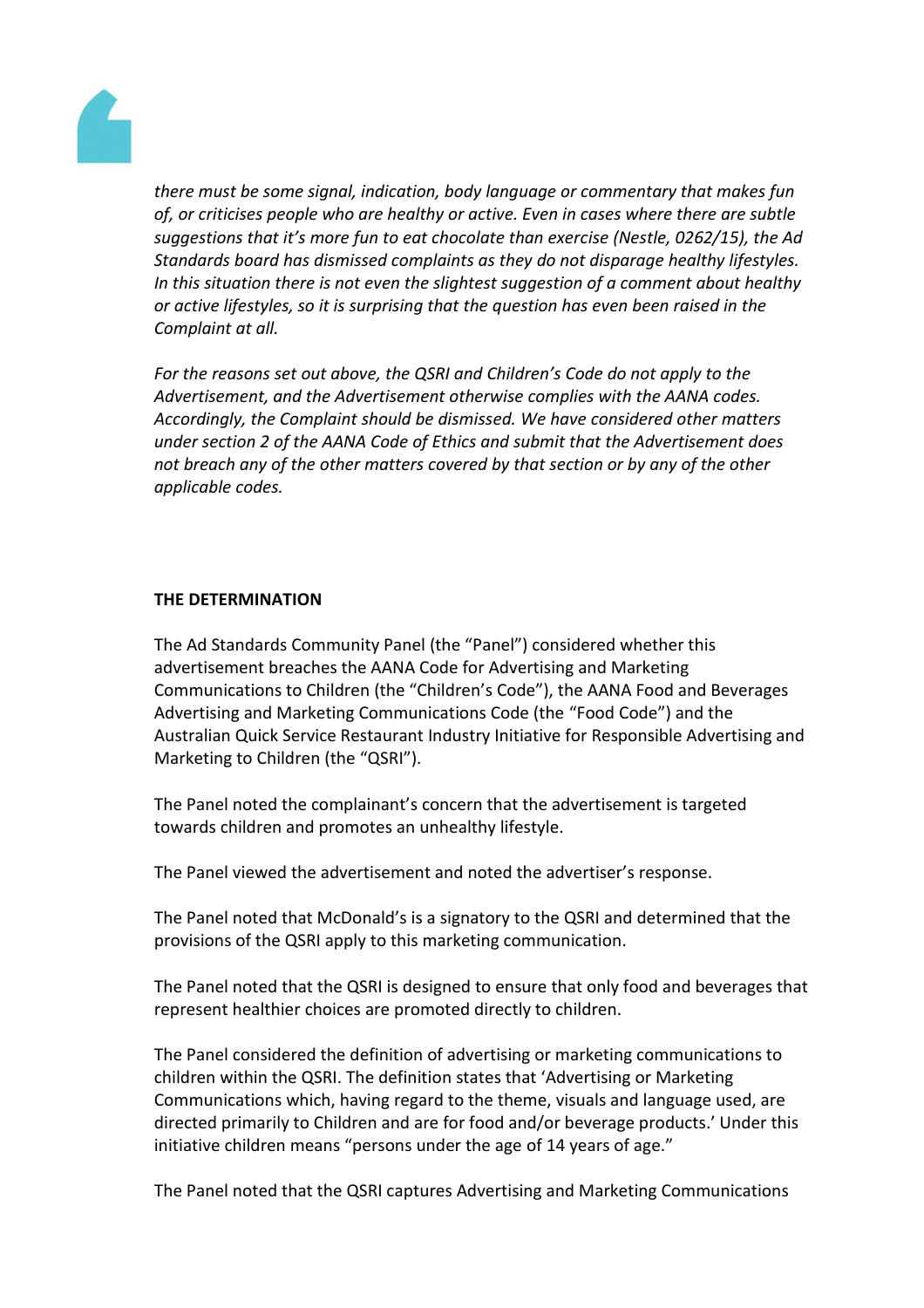*there must be some signal, indication, body language or commentary that makes fun of, or criticises people who are healthy or active. Even in cases where there are subtle suggestions that it's more fun to eat chocolate than exercise (Nestle, 0262/15), the Ad Standards board has dismissed complaints as they do not disparage healthy lifestyles. In this situation there is not even the slightest suggestion of a comment about healthy or active lifestyles, so it is surprising that the question has even been raised in the Complaint at all.*

*For the reasons set out above, the QSRI and Children's Code do not apply to the Advertisement, and the Advertisement otherwise complies with the AANA codes. Accordingly, the Complaint should be dismissed. We have considered other matters under section 2 of the AANA Code of Ethics and submit that the Advertisement does not breach any of the other matters covered by that section or by any of the other applicable codes.*

**THE DETERMINATION**

The Ad Standards Community Panel (the "Panel") considered whether this advertisement breaches the AANA Code for Advertising and Marketing Communications to Children (the "Children's Code"), the AANA Food and Beverages Advertising and Marketing Communications Code (the "Food Code") and the Australian Quick Service Restaurant Industry Initiative for Responsible Advertising and Marketing to Children (the "QSRI").

The Panel noted the complainant's concern that the advertisement is targeted towards children and promotes an unhealthy lifestyle.

The Panel viewed the advertisement and noted the advertiser's response.

The Panel noted that McDonald's is a signatory to the QSRI and determined that the provisions of the QSRI apply to this marketing communication.

The Panel noted that the QSRI is designed to ensure that only food and beverages that represent healthier choices are promoted directly to children.

The Panel considered the definition of advertising or marketing communications to children within the QSRI. The definition states that 'Advertising or Marketing Communications which, having regard to the theme, visuals and language used, are directed primarily to Children and are for food and/or beverage products.' Under this initiative children means "persons under the age of 14 years of age."

The Panel noted that the QSRI captures Advertising and Marketing Communications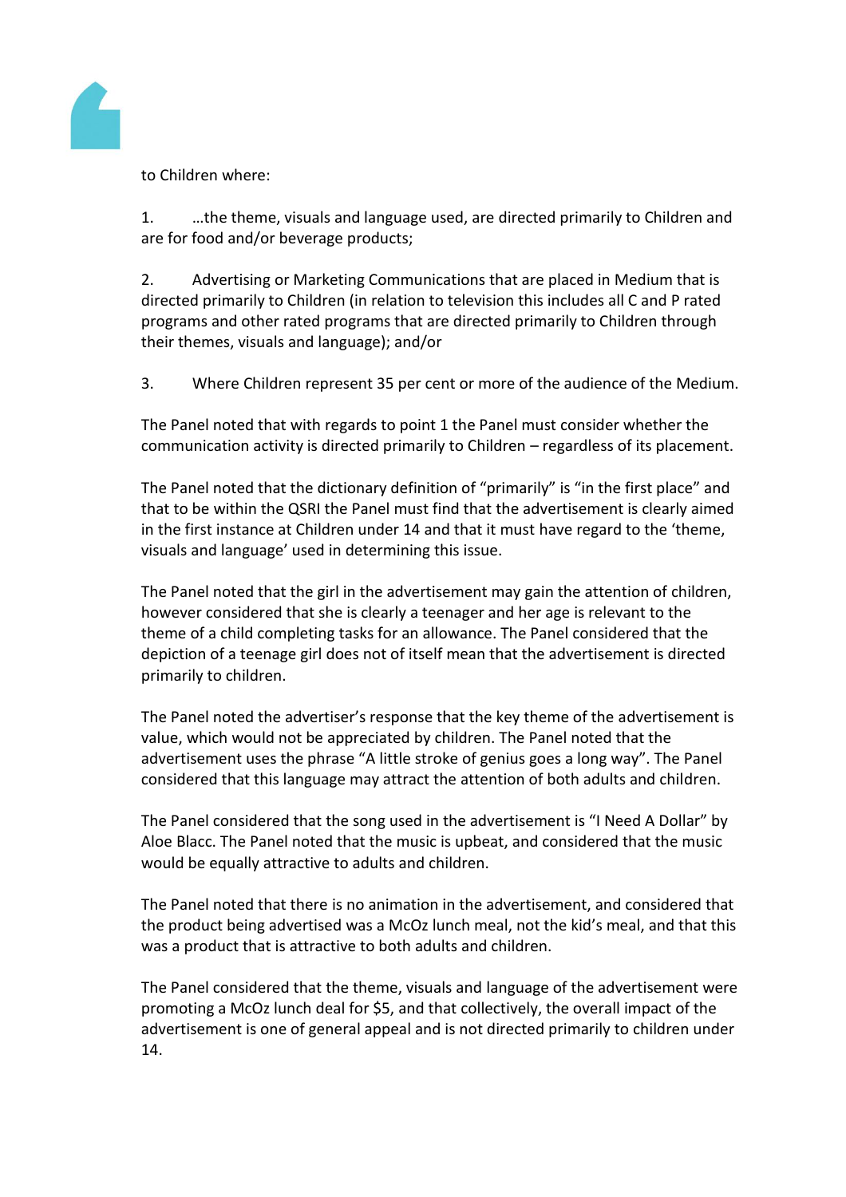to Children where:

1. …the theme, visuals and language used, are directed primarily to Children and are for food and/or beverage products;

2. Advertising or Marketing Communications that are placed in Medium that is directed primarily to Children (in relation to television this includes all C and P rated programs and other rated programs that are directed primarily to Children through their themes, visuals and language); and/or

3. Where Children represent 35 per cent or more of the audience of the Medium.

The Panel noted that with regards to point 1 the Panel must consider whether the communication activity is directed primarily to Children – regardless of its placement.

The Panel noted that the dictionary definition of "primarily" is "in the first place" and that to be within the QSRI the Panel must find that the advertisement is clearly aimed in the first instance at Children under 14 and that it must have regard to the 'theme, visuals and language' used in determining this issue.

The Panel noted that the girl in the advertisement may gain the attention of children, however considered that she is clearly a teenager and her age is relevant to the theme of a child completing tasks for an allowance. The Panel considered that the depiction of a teenage girl does not of itself mean that the advertisement is directed primarily to children.

The Panel noted the advertiser's response that the key theme of the advertisement is value, which would not be appreciated by children. The Panel noted that the advertisement uses the phrase "A little stroke of genius goes a long way". The Panel considered that this language may attract the attention of both adults and children.

The Panel considered that the song used in the advertisement is "I Need A Dollar" by Aloe Blacc. The Panel noted that the music is upbeat, and considered that the music would be equally attractive to adults and children.

The Panel noted that there is no animation in the advertisement, and considered that the product being advertised was a McOz lunch meal, not the kid's meal, and that this was a product that is attractive to both adults and children.

The Panel considered that the theme, visuals and language of the advertisement were promoting a McOz lunch deal for $5, and that collectively, the overall impact of the advertisement is one of general appeal and is not directed primarily to children under 14.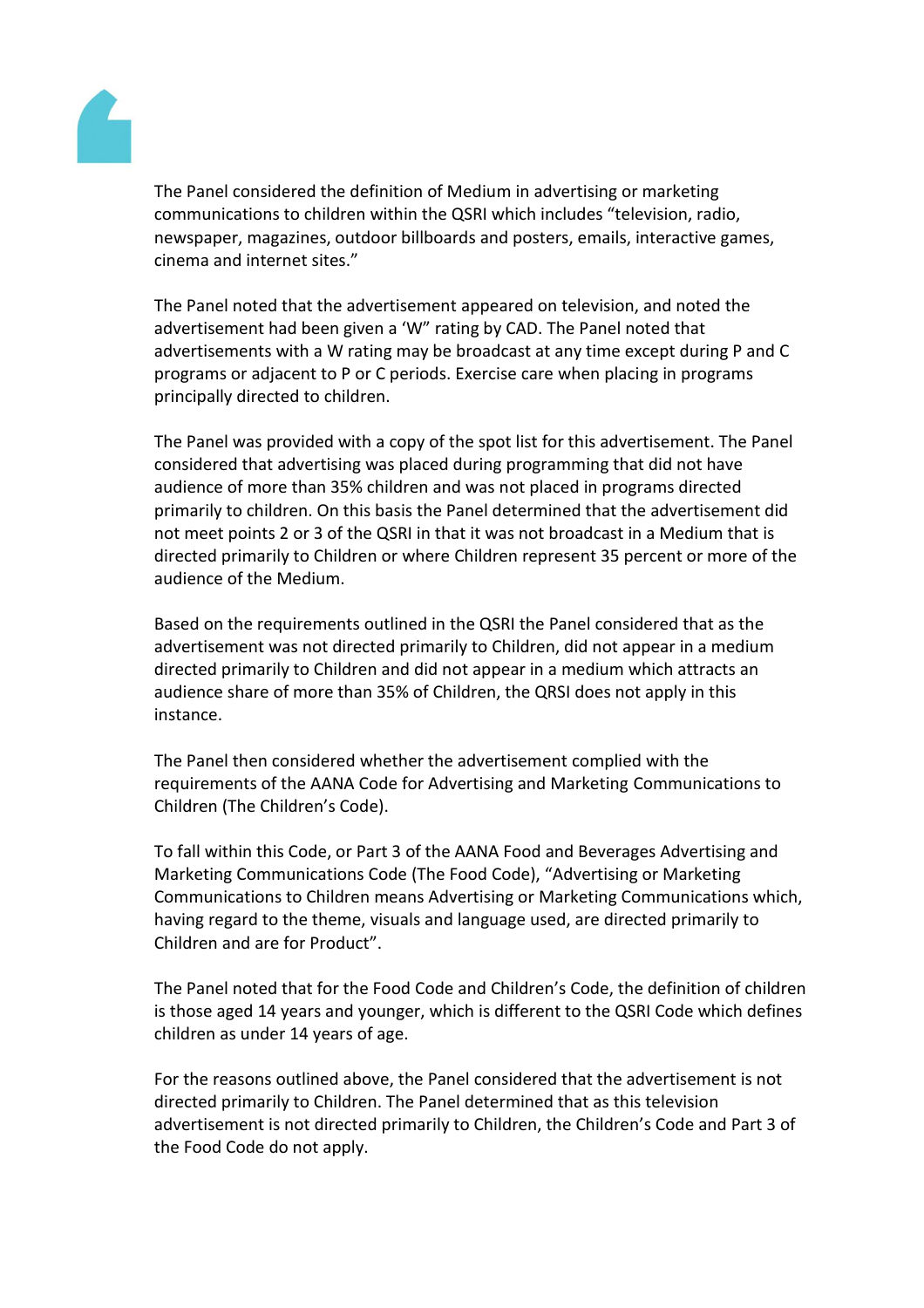The Panel considered the definition of Medium in advertising or marketing communications to children within the QSRI which includes "television, radio, newspaper, magazines, outdoor billboards and posters, emails, interactive games, cinema and internet sites."

The Panel noted that the advertisement appeared on television, and noted the advertisement had been given a 'W" rating by CAD. The Panel noted that advertisements with a W rating may be broadcast at any time except during P and C programs or adjacent to P or C periods. Exercise care when placing in programs principally directed to children.

The Panel was provided with a copy of the spot list for this advertisement. The Panel considered that advertising was placed during programming that did not have audience of more than 35% children and was not placed in programs directed primarily to children. On this basis the Panel determined that the advertisement did not meet points 2 or 3 of the QSRI in that it was not broadcast in a Medium that is directed primarily to Children or where Children represent 35 percent or more of the audience of the Medium.

Based on the requirements outlined in the QSRI the Panel considered that as the advertisement was not directed primarily to Children, did not appear in a medium directed primarily to Children and did not appear in a medium which attracts an audience share of more than 35% of Children, the QRSI does not apply in this instance.

The Panel then considered whether the advertisement complied with the requirements of the AANA Code for Advertising and Marketing Communications to Children (The Children's Code).

To fall within this Code, or Part 3 of the AANA Food and Beverages Advertising and Marketing Communications Code (The Food Code), "Advertising or Marketing Communications to Children means Advertising or Marketing Communications which, having regard to the theme, visuals and language used, are directed primarily to Children and are for Product".

The Panel noted that for the Food Code and Children's Code, the definition of children is those aged 14 years and younger, which is different to the QSRI Code which defines children as under 14 years of age.

For the reasons outlined above, the Panel considered that the advertisement is not directed primarily to Children. The Panel determined that as this television advertisement is not directed primarily to Children, the Children's Code and Part 3 of the Food Code do not apply.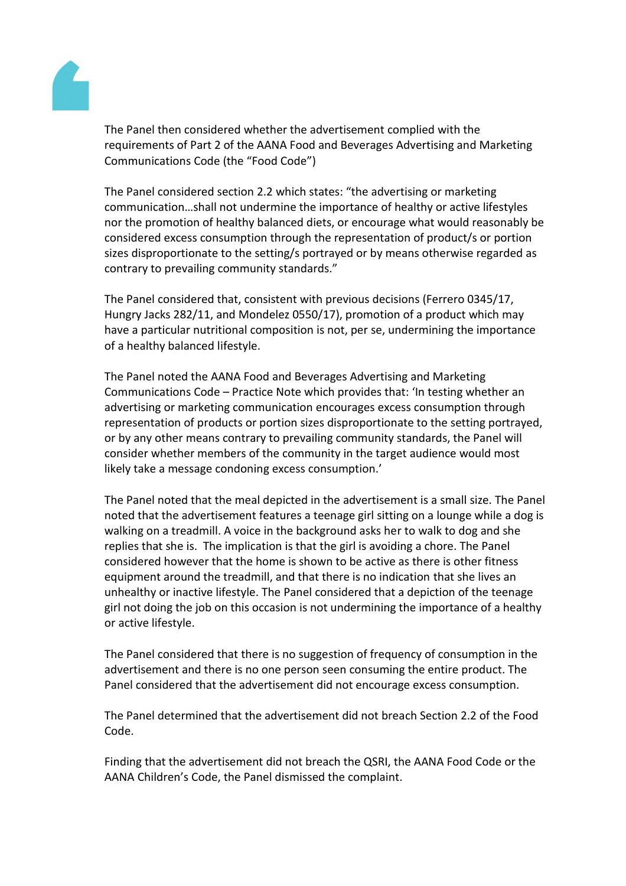The Panel then considered whether the advertisement complied with the requirements of Part 2 of the AANA Food and Beverages Advertising and Marketing Communications Code (the "Food Code")

The Panel considered section 2.2 which states: "the advertising or marketing communication…shall not undermine the importance of healthy or active lifestyles nor the promotion of healthy balanced diets, or encourage what would reasonably be considered excess consumption through the representation of product/s or portion sizes disproportionate to the setting/s portrayed or by means otherwise regarded as contrary to prevailing community standards."

The Panel considered that, consistent with previous decisions (Ferrero 0345/17, Hungry Jacks 282/11, and Mondelez 0550/17), promotion of a product which may have a particular nutritional composition is not, per se, undermining the importance of a healthy balanced lifestyle.

The Panel noted the AANA Food and Beverages Advertising and Marketing Communications Code – Practice Note which provides that: 'In testing whether an advertising or marketing communication encourages excess consumption through representation of products or portion sizes disproportionate to the setting portrayed, or by any other means contrary to prevailing community standards, the Panel will consider whether members of the community in the target audience would most likely take a message condoning excess consumption.'

The Panel noted that the meal depicted in the advertisement is a small size. The Panel noted that the advertisement features a teenage girl sitting on a lounge while a dog is walking on a treadmill. A voice in the background asks her to walk to dog and she replies that she is. The implication is that the girl is avoiding a chore. The Panel considered however that the home is shown to be active as there is other fitness equipment around the treadmill, and that there is no indication that she lives an unhealthy or inactive lifestyle. The Panel considered that a depiction of the teenage girl not doing the job on this occasion is not undermining the importance of a healthy or active lifestyle.

The Panel considered that there is no suggestion of frequency of consumption in the advertisement and there is no one person seen consuming the entire product. The Panel considered that the advertisement did not encourage excess consumption.

The Panel determined that the advertisement did not breach Section 2.2 of the Food Code.

Finding that the advertisement did not breach the QSRI, the AANA Food Code or the AANA Children's Code, the Panel dismissed the complaint.